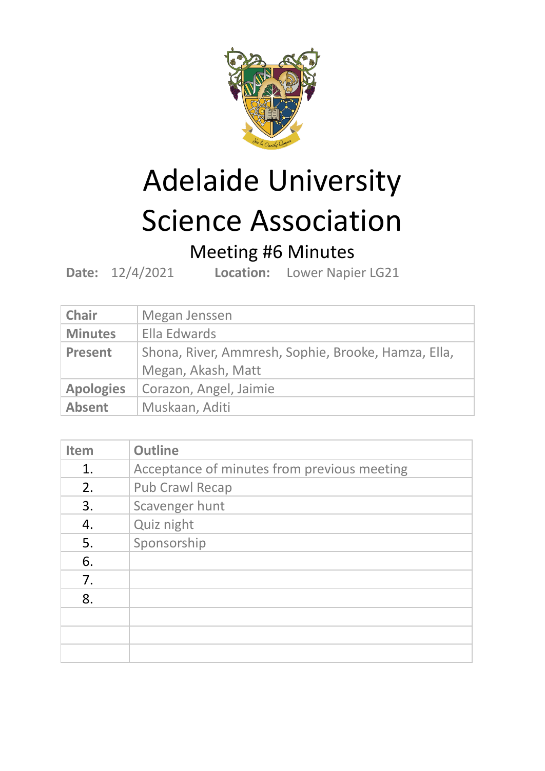# Adelaide University Science Association

## Meeting #6 Minutes

**Date:** 12/4/2021 **Location:** Lower Napier LG21

| **Chair** | Megan Jenssen |
|---|---|
| **Minutes** | Ella Edwards |
| **Present** | Shona, River, Ammresh, Sophie, Brooke, Hamza, Ella, Megan, Akash, Matt |
| **Apologies** | Corazon, Angel, Jaimie |
| **Absent** | Muskaan, Aditi |

| Item | Outline |
|---|---|
| 1. | Acceptance of minutes from previous meeting |
| 2. | Pub Crawl Recap |
| 3. | Scavenger hunt |
| 4. | Quiz night |
| 5. | Sponsorship |
| 6. | |
| 7. | |
| 8. | |
| | |
| | |
| | |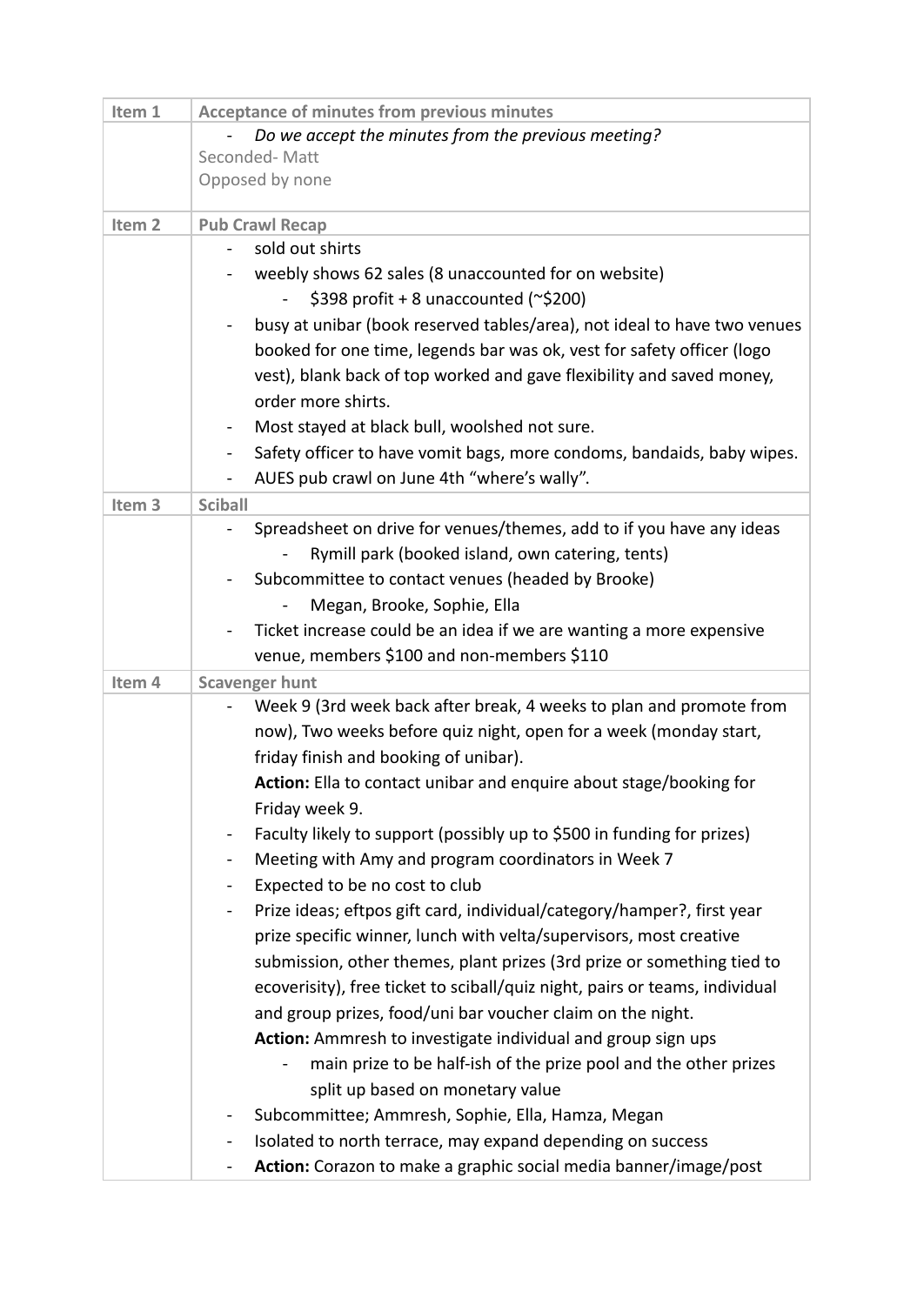| Item 1 | Acceptance of minutes from previous minutes |
|---|---|
| | - *Do we accept the minutes from the previous meeting?*<br>Seconded- Matt<br>Opposed by none |
| Item 2 | Pub Crawl Recap |
| | - sold out shirts<br>- weebly shows 62 sales (8 unaccounted for on website)<br>&nbsp;&nbsp;&nbsp;&nbsp;- $398 profit + 8 unaccounted (~$200)<br>- busy at unibar (book reserved tables/area), not ideal to have two venues booked for one time, legends bar was ok, vest for safety officer (logo vest), blank back of top worked and gave flexibility and saved money, order more shirts.<br>- Most stayed at black bull, woolshed not sure.<br>- Safety officer to have vomit bags, more condoms, bandaids, baby wipes.<br>- AUES pub crawl on June 4th "where's wally". |
| Item 3 | Sciball |
| | - Spreadsheet on drive for venues/themes, add to if you have any ideas<br>&nbsp;&nbsp;&nbsp;&nbsp;- Rymill park (booked island, own catering, tents)<br>- Subcommittee to contact venues (headed by Brooke)<br>&nbsp;&nbsp;&nbsp;&nbsp;- Megan, Brooke, Sophie, Ella<br>- Ticket increase could be an idea if we are wanting a more expensive venue, members $100 and non-members $110 |
| Item 4 | Scavenger hunt |
| | - Week 9 (3rd week back after break, 4 weeks to plan and promote from now), Two weeks before quiz night, open for a week (monday start, friday finish and booking of unibar).<br>**Action:** Ella to contact unibar and enquire about stage/booking for Friday week 9.<br>- Faculty likely to support (possibly up to $500 in funding for prizes)<br>- Meeting with Amy and program coordinators in Week 7<br>- Expected to be no cost to club<br>- Prize ideas; eftpos gift card, individual/category/hamper?, first year prize specific winner, lunch with velta/supervisors, most creative submission, other themes, plant prizes (3rd prize or something tied to ecoverisity), free ticket to sciball/quiz night, pairs or teams, individual and group prizes, food/uni bar voucher claim on the night.<br>**Action:** Ammresh to investigate individual and group sign ups<br>&nbsp;&nbsp;&nbsp;&nbsp;- main prize to be half-ish of the prize pool and the other prizes split up based on monetary value<br>- Subcommittee; Ammresh, Sophie, Ella, Hamza, Megan<br>- Isolated to north terrace, may expand depending on success<br>- **Action:** Corazon to make a graphic social media banner/image/post |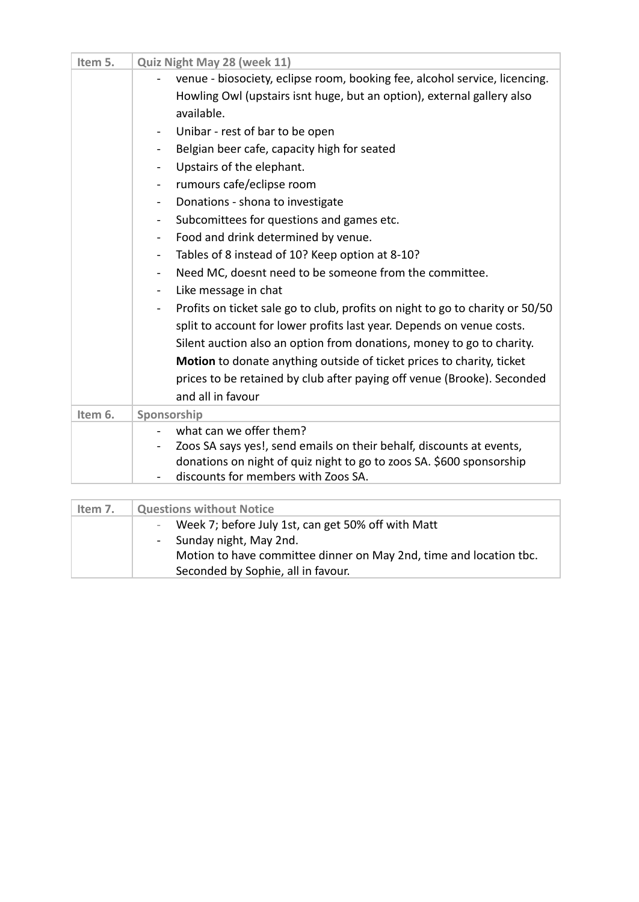| Item 5. | Quiz Night May 28 (week 11) |
| --- | --- |
| | - venue - biosociety, eclipse room, booking fee, alcohol service, licencing. Howling Owl (upstairs isnt huge, but an option), external gallery also available.<br>- Unibar - rest of bar to be open<br>- Belgian beer cafe, capacity high for seated<br>- Upstairs of the elephant.<br>- rumours cafe/eclipse room<br>- Donations - shona to investigate<br>- Subcomittees for questions and games etc.<br>- Food and drink determined by venue.<br>- Tables of 8 instead of 10? Keep option at 8-10?<br>- Need MC, doesnt need to be someone from the committee.<br>- Like message in chat<br>- Profits on ticket sale go to club, profits on night to go to charity or 50/50 split to account for lower profits last year. Depends on venue costs. Silent auction also an option from donations, money to go to charity. **Motion** to donate anything outside of ticket prices to charity, ticket prices to be retained by club after paying off venue (Brooke). Seconded and all in favour |
| **Item 6.** | **Sponsorship** |
| | - what can we offer them?<br>- Zoos SA says yes!, send emails on their behalf, discounts at events, donations on night of quiz night to go to zoos SA. $600 sponsorship<br>- discounts for members with Zoos SA. |

| Item 7. | Questions without Notice |
| --- | --- |
| | - Week 7; before July 1st, can get 50% off with Matt<br>- Sunday night, May 2nd.<br>Motion to have committee dinner on May 2nd, time and location tbc. Seconded by Sophie, all in favour. |